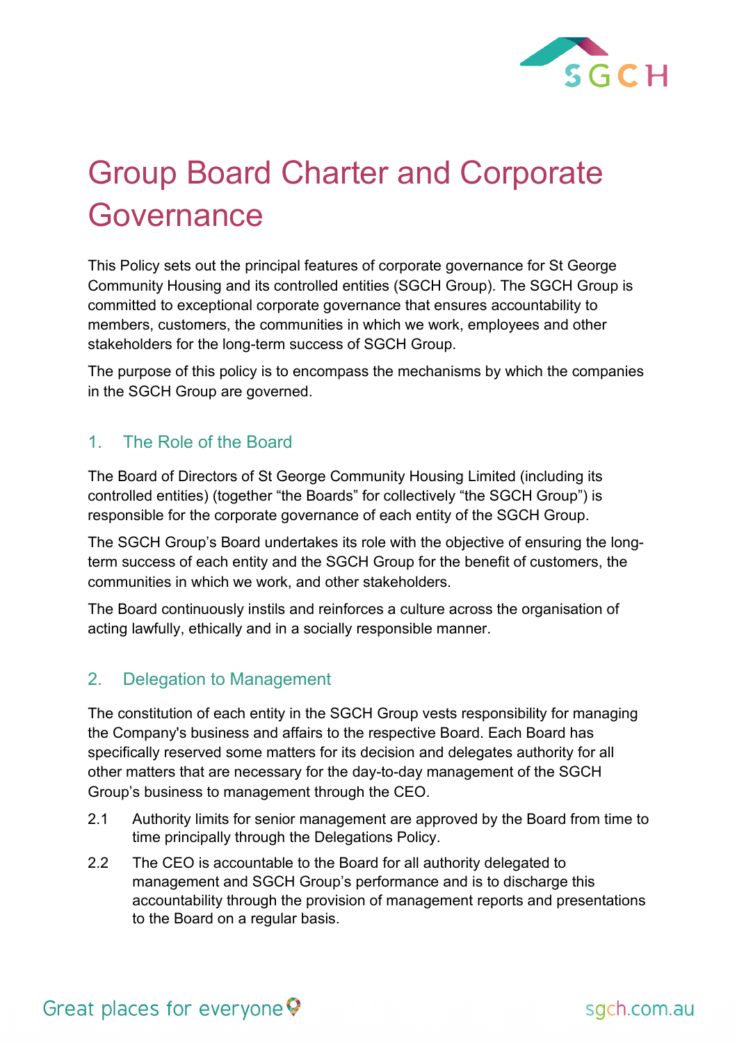# Group Board Charter and Corporate Governance

This Policy sets out the principal features of corporate governance for St George Community Housing and its controlled entities (SGCH Group). The SGCH Group is committed to exceptional corporate governance that ensures accountability to members, customers, the communities in which we work, employees and other stakeholders for the long-term success of SGCH Group.

The purpose of this policy is to encompass the mechanisms by which the companies in the SGCH Group are governed.

## 1. The Role of the Board

The Board of Directors of St George Community Housing Limited (including its controlled entities) (together "the Boards" for collectively "the SGCH Group") is responsible for the corporate governance of each entity of the SGCH Group.

The SGCH Group's Board undertakes its role with the objective of ensuring the long-term success of each entity and the SGCH Group for the benefit of customers, the communities in which we work, and other stakeholders.

The Board continuously instils and reinforces a culture across the organisation of acting lawfully, ethically and in a socially responsible manner.

## 2. Delegation to Management

The constitution of each entity in the SGCH Group vests responsibility for managing the Company's business and affairs to the respective Board. Each Board has specifically reserved some matters for its decision and delegates authority for all other matters that are necessary for the day-to-day management of the SGCH Group's business to management through the CEO.

2.1 Authority limits for senior management are approved by the Board from time to time principally through the Delegations Policy.

2.2 The CEO is accountable to the Board for all authority delegated to management and SGCH Group's performance and is to discharge this accountability through the provision of management reports and presentations to the Board on a regular basis.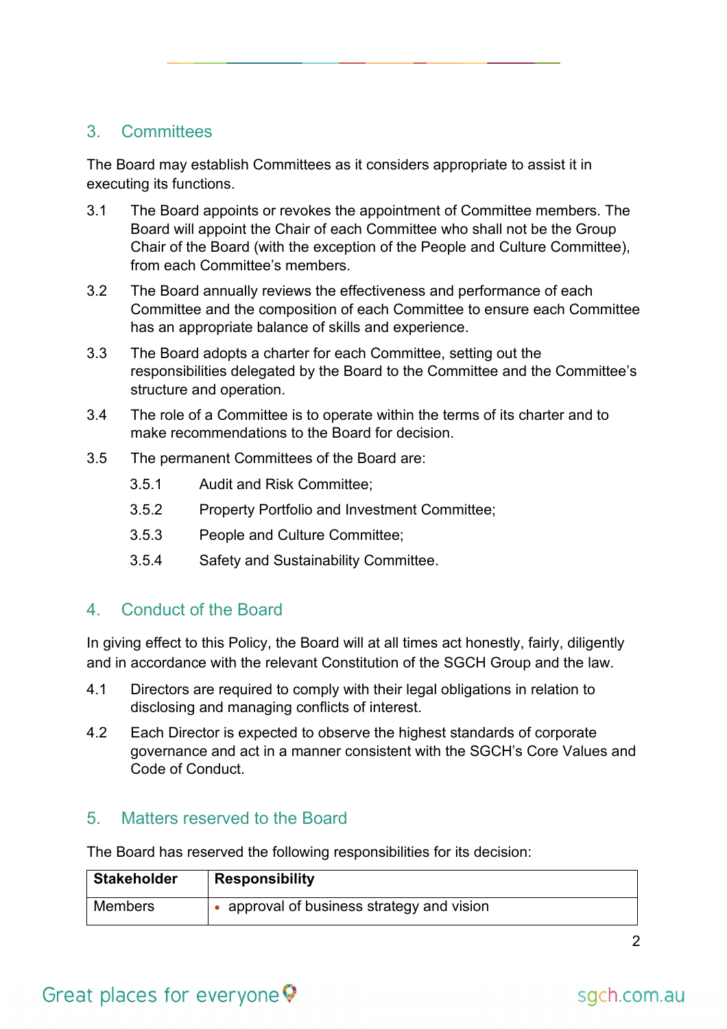## 3. Committees

The Board may establish Committees as it considers appropriate to assist it in executing its functions.

3.1 The Board appoints or revokes the appointment of Committee members. The Board will appoint the Chair of each Committee who shall not be the Group Chair of the Board (with the exception of the People and Culture Committee), from each Committee's members.

3.2 The Board annually reviews the effectiveness and performance of each Committee and the composition of each Committee to ensure each Committee has an appropriate balance of skills and experience.

3.3 The Board adopts a charter for each Committee, setting out the responsibilities delegated by the Board to the Committee and the Committee's structure and operation.

3.4 The role of a Committee is to operate within the terms of its charter and to make recommendations to the Board for decision.

3.5 The permanent Committees of the Board are:

3.5.1 Audit and Risk Committee;

3.5.2 Property Portfolio and Investment Committee;

3.5.3 People and Culture Committee;

3.5.4 Safety and Sustainability Committee.

## 4. Conduct of the Board

In giving effect to this Policy, the Board will at all times act honestly, fairly, diligently and in accordance with the relevant Constitution of the SGCH Group and the law.

4.1 Directors are required to comply with their legal obligations in relation to disclosing and managing conflicts of interest.

4.2 Each Director is expected to observe the highest standards of corporate governance and act in a manner consistent with the SGCH's Core Values and Code of Conduct.

## 5. Matters reserved to the Board

The Board has reserved the following responsibilities for its decision:

| Stakeholder | Responsibility |
|---|---|
| Members | • approval of business strategy and vision |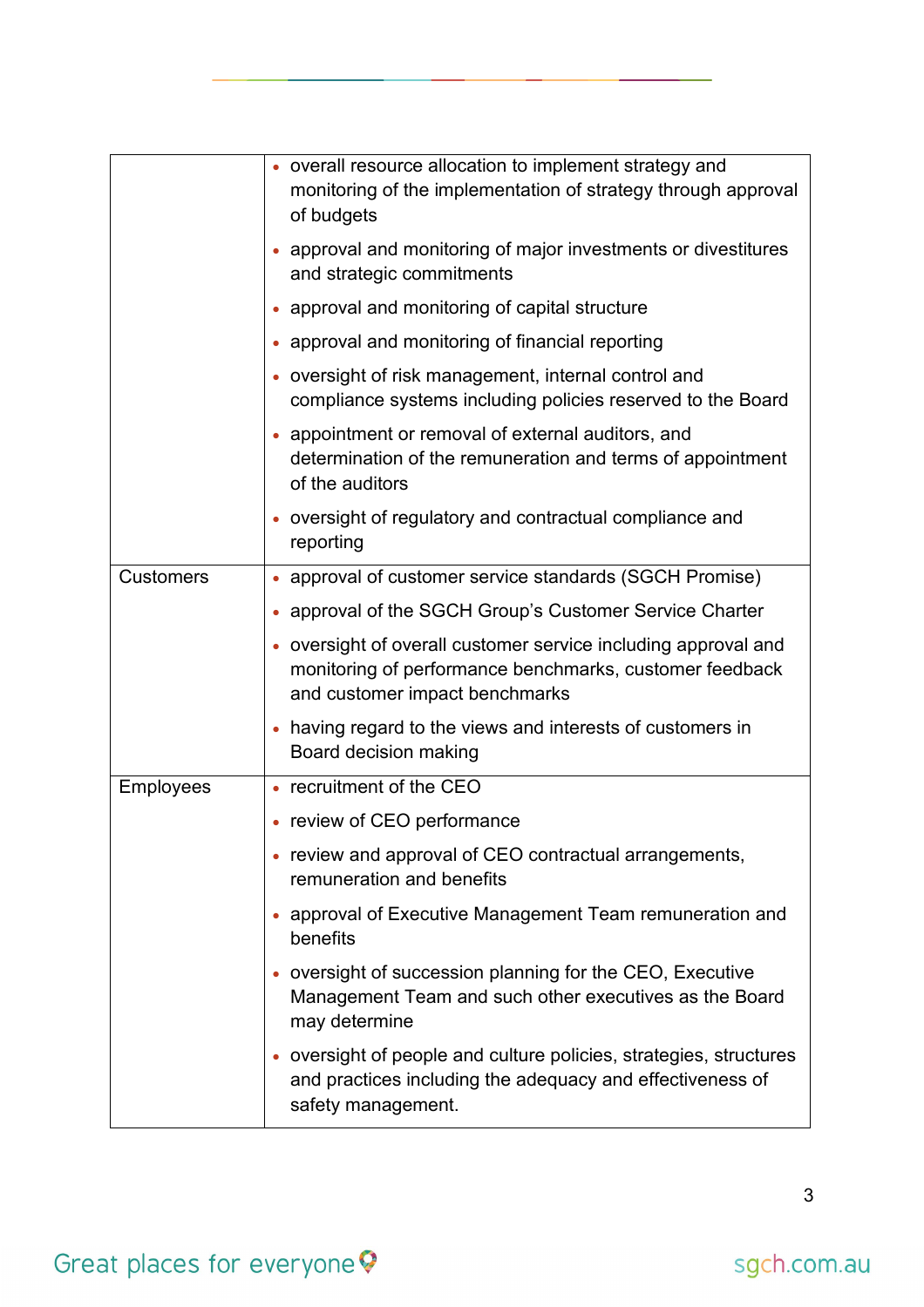| | |
|---|---|
| | • overall resource allocation to implement strategy and monitoring of the implementation of strategy through approval of budgets<br>• approval and monitoring of major investments or divestitures and strategic commitments<br>• approval and monitoring of capital structure<br>• approval and monitoring of financial reporting<br>• oversight of risk management, internal control and compliance systems including policies reserved to the Board<br>• appointment or removal of external auditors, and determination of the remuneration and terms of appointment of the auditors<br>• oversight of regulatory and contractual compliance and reporting |
| Customers | • approval of customer service standards (SGCH Promise)<br>• approval of the SGCH Group's Customer Service Charter<br>• oversight of overall customer service including approval and monitoring of performance benchmarks, customer feedback and customer impact benchmarks<br>• having regard to the views and interests of customers in Board decision making |
| Employees | • recruitment of the CEO<br>• review of CEO performance<br>• review and approval of CEO contractual arrangements, remuneration and benefits<br>• approval of Executive Management Team remuneration and benefits<br>• oversight of succession planning for the CEO, Executive Management Team and such other executives as the Board may determine<br>• oversight of people and culture policies, strategies, structures and practices including the adequacy and effectiveness of safety management. |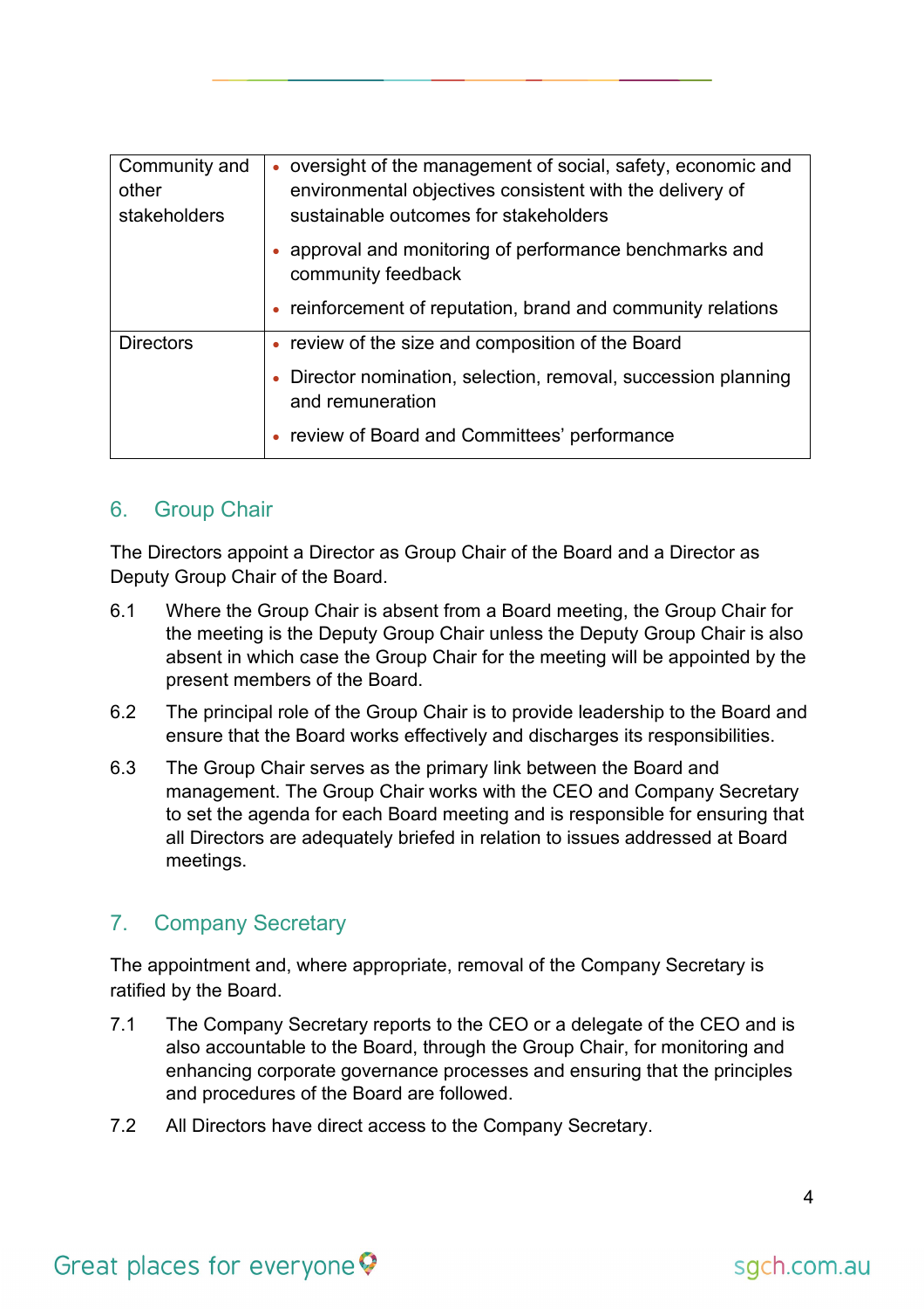| | |
|---|---|
| Community and other stakeholders | • oversight of the management of social, safety, economic and environmental objectives consistent with the delivery of sustainable outcomes for stakeholders<br>• approval and monitoring of performance benchmarks and community feedback<br>• reinforcement of reputation, brand and community relations |
| Directors | • review of the size and composition of the Board<br>• Director nomination, selection, removal, succession planning and remuneration<br>• review of Board and Committees' performance |

## 6. Group Chair

The Directors appoint a Director as Group Chair of the Board and a Director as Deputy Group Chair of the Board.

6.1 Where the Group Chair is absent from a Board meeting, the Group Chair for the meeting is the Deputy Group Chair unless the Deputy Group Chair is also absent in which case the Group Chair for the meeting will be appointed by the present members of the Board.

6.2 The principal role of the Group Chair is to provide leadership to the Board and ensure that the Board works effectively and discharges its responsibilities.

6.3 The Group Chair serves as the primary link between the Board and management. The Group Chair works with the CEO and Company Secretary to set the agenda for each Board meeting and is responsible for ensuring that all Directors are adequately briefed in relation to issues addressed at Board meetings.

## 7. Company Secretary

The appointment and, where appropriate, removal of the Company Secretary is ratified by the Board.

7.1 The Company Secretary reports to the CEO or a delegate of the CEO and is also accountable to the Board, through the Group Chair, for monitoring and enhancing corporate governance processes and ensuring that the principles and procedures of the Board are followed.

7.2 All Directors have direct access to the Company Secretary.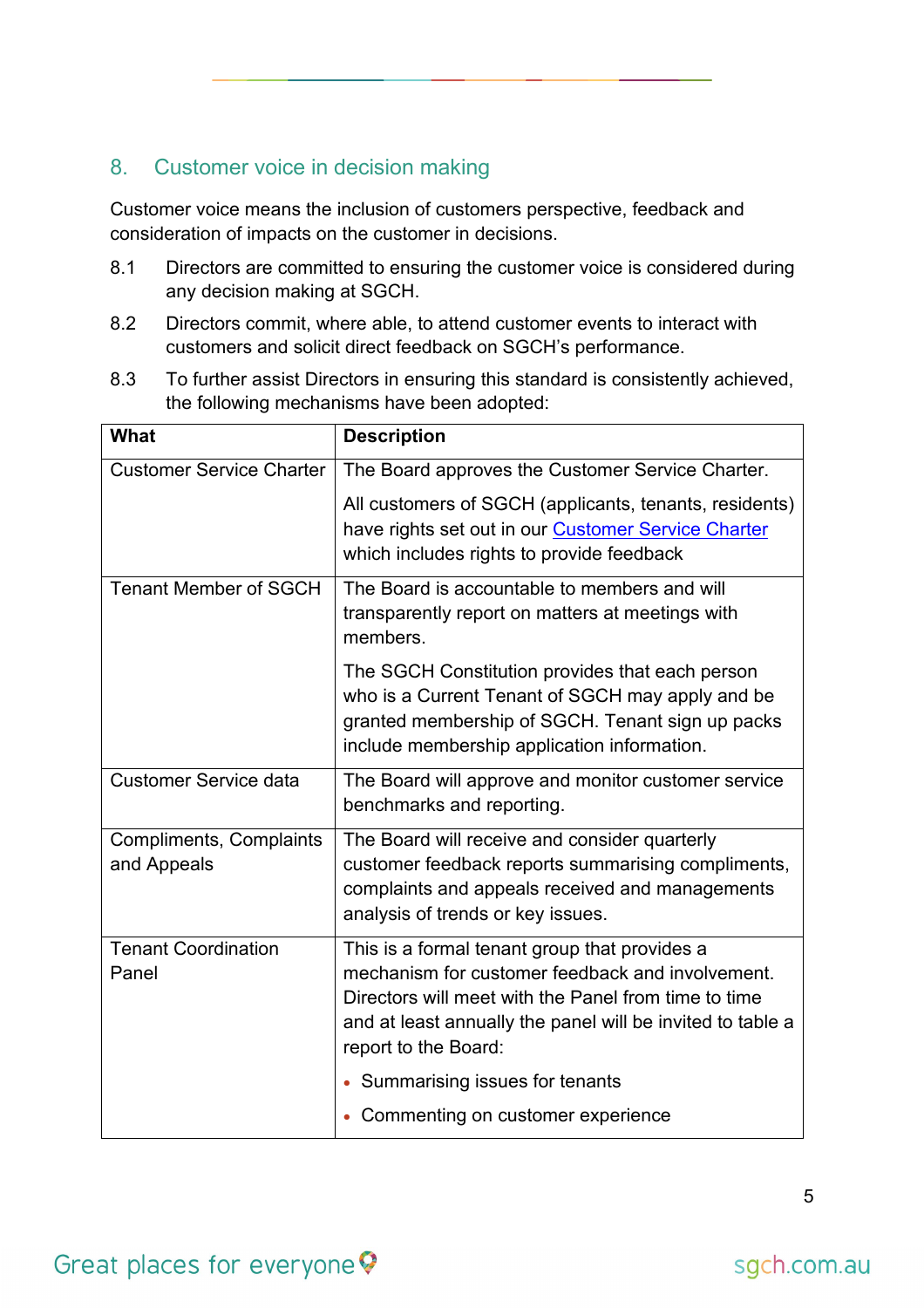## 8. Customer voice in decision making

Customer voice means the inclusion of customers perspective, feedback and consideration of impacts on the customer in decisions.

8.1 Directors are committed to ensuring the customer voice is considered during any decision making at SGCH.

8.2 Directors commit, where able, to attend customer events to interact with customers and solicit direct feedback on SGCH's performance.

8.3 To further assist Directors in ensuring this standard is consistently achieved, the following mechanisms have been adopted:

| What | Description |
| --- | --- |
| Customer Service Charter | The Board approves the Customer Service Charter.<br><br>All customers of SGCH (applicants, tenants, residents) have rights set out in our Customer Service Charter which includes rights to provide feedback |
| Tenant Member of SGCH | The Board is accountable to members and will transparently report on matters at meetings with members.<br><br>The SGCH Constitution provides that each person who is a Current Tenant of SGCH may apply and be granted membership of SGCH. Tenant sign up packs include membership application information. |
| Customer Service data | The Board will approve and monitor customer service benchmarks and reporting. |
| Compliments, Complaints and Appeals | The Board will receive and consider quarterly customer feedback reports summarising compliments, complaints and appeals received and managements analysis of trends or key issues. |
| Tenant Coordination Panel | This is a formal tenant group that provides a mechanism for customer feedback and involvement. Directors will meet with the Panel from time to time and at least annually the panel will be invited to table a report to the Board:<br><br>• Summarising issues for tenants<br><br>• Commenting on customer experience |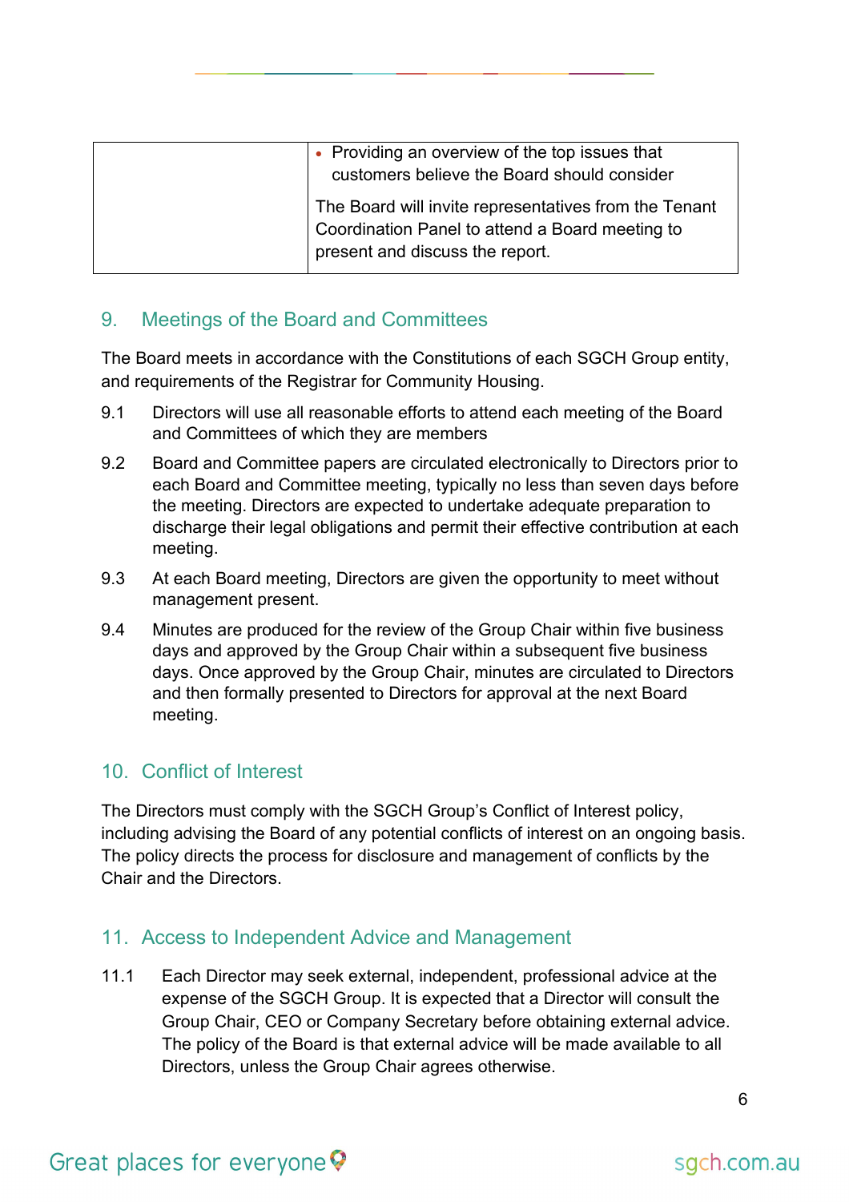| | |
|---|---|
| | • Providing an overview of the top issues that customers believe the Board should consider<br><br>The Board will invite representatives from the Tenant Coordination Panel to attend a Board meeting to present and discuss the report. |

## 9. Meetings of the Board and Committees

The Board meets in accordance with the Constitutions of each SGCH Group entity, and requirements of the Registrar for Community Housing.

9.1 Directors will use all reasonable efforts to attend each meeting of the Board and Committees of which they are members

9.2 Board and Committee papers are circulated electronically to Directors prior to each Board and Committee meeting, typically no less than seven days before the meeting. Directors are expected to undertake adequate preparation to discharge their legal obligations and permit their effective contribution at each meeting.

9.3 At each Board meeting, Directors are given the opportunity to meet without management present.

9.4 Minutes are produced for the review of the Group Chair within five business days and approved by the Group Chair within a subsequent five business days. Once approved by the Group Chair, minutes are circulated to Directors and then formally presented to Directors for approval at the next Board meeting.

## 10. Conflict of Interest

The Directors must comply with the SGCH Group's Conflict of Interest policy, including advising the Board of any potential conflicts of interest on an ongoing basis. The policy directs the process for disclosure and management of conflicts by the Chair and the Directors.

## 11. Access to Independent Advice and Management

11.1 Each Director may seek external, independent, professional advice at the expense of the SGCH Group. It is expected that a Director will consult the Group Chair, CEO or Company Secretary before obtaining external advice. The policy of the Board is that external advice will be made available to all Directors, unless the Group Chair agrees otherwise.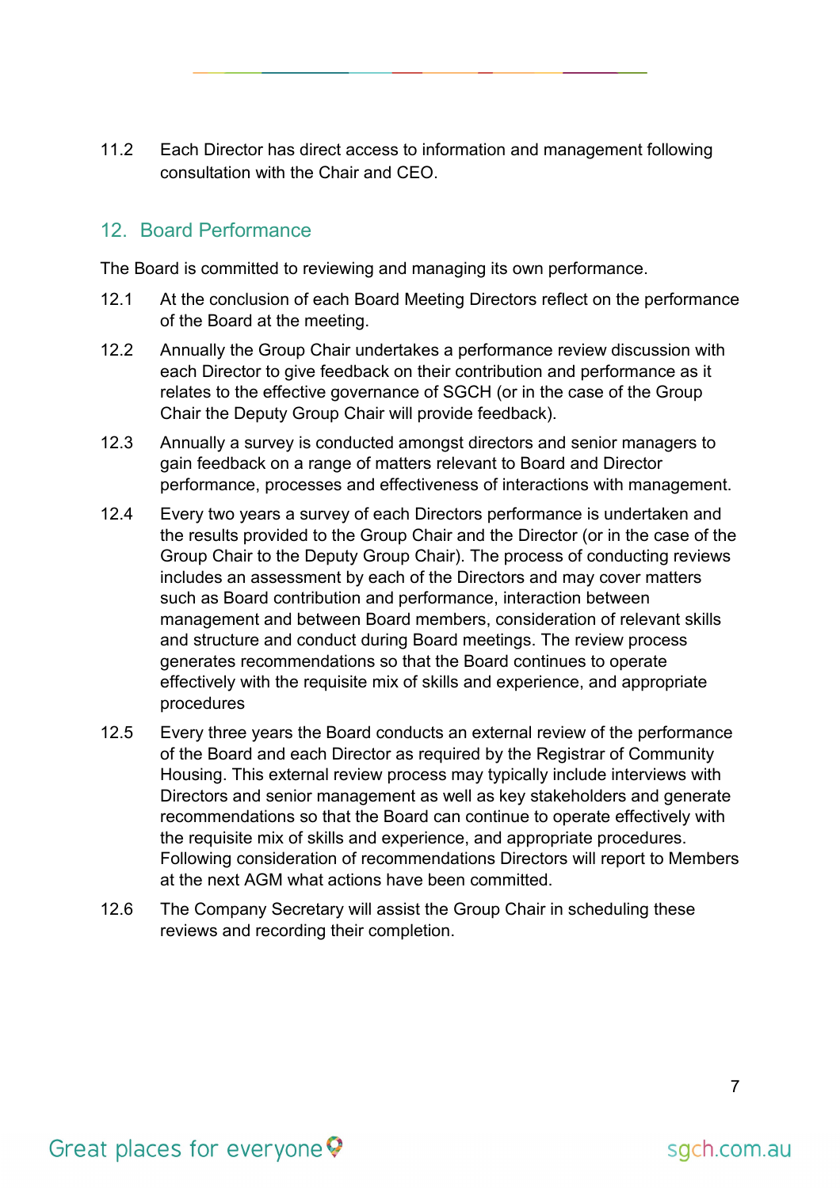11.2 Each Director has direct access to information and management following consultation with the Chair and CEO.

## 12. Board Performance

The Board is committed to reviewing and managing its own performance.

12.1 At the conclusion of each Board Meeting Directors reflect on the performance of the Board at the meeting.

12.2 Annually the Group Chair undertakes a performance review discussion with each Director to give feedback on their contribution and performance as it relates to the effective governance of SGCH (or in the case of the Group Chair the Deputy Group Chair will provide feedback).

12.3 Annually a survey is conducted amongst directors and senior managers to gain feedback on a range of matters relevant to Board and Director performance, processes and effectiveness of interactions with management.

12.4 Every two years a survey of each Directors performance is undertaken and the results provided to the Group Chair and the Director (or in the case of the Group Chair to the Deputy Group Chair). The process of conducting reviews includes an assessment by each of the Directors and may cover matters such as Board contribution and performance, interaction between management and between Board members, consideration of relevant skills and structure and conduct during Board meetings. The review process generates recommendations so that the Board continues to operate effectively with the requisite mix of skills and experience, and appropriate procedures

12.5 Every three years the Board conducts an external review of the performance of the Board and each Director as required by the Registrar of Community Housing. This external review process may typically include interviews with Directors and senior management as well as key stakeholders and generate recommendations so that the Board can continue to operate effectively with the requisite mix of skills and experience, and appropriate procedures. Following consideration of recommendations Directors will report to Members at the next AGM what actions have been committed.

12.6 The Company Secretary will assist the Group Chair in scheduling these reviews and recording their completion.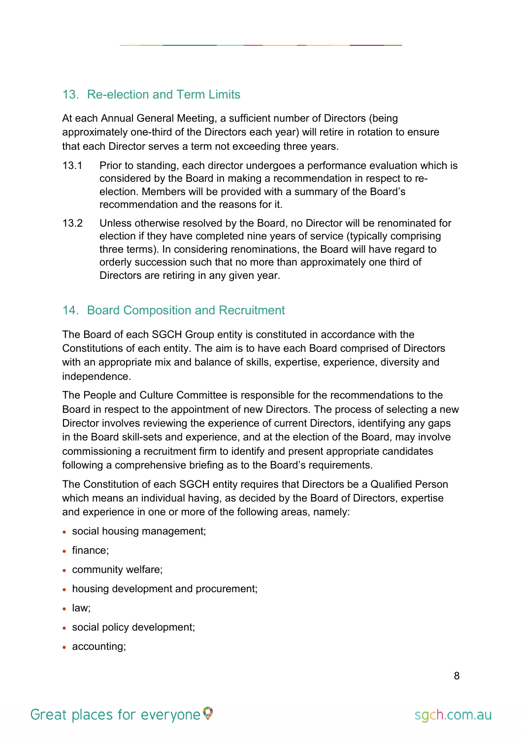## 13. Re-election and Term Limits

At each Annual General Meeting, a sufficient number of Directors (being approximately one-third of the Directors each year) will retire in rotation to ensure that each Director serves a term not exceeding three years.

13.1 Prior to standing, each director undergoes a performance evaluation which is considered by the Board in making a recommendation in respect to re-election. Members will be provided with a summary of the Board's recommendation and the reasons for it.

13.2 Unless otherwise resolved by the Board, no Director will be renominated for election if they have completed nine years of service (typically comprising three terms). In considering renominations, the Board will have regard to orderly succession such that no more than approximately one third of Directors are retiring in any given year.

## 14. Board Composition and Recruitment

The Board of each SGCH Group entity is constituted in accordance with the Constitutions of each entity. The aim is to have each Board comprised of Directors with an appropriate mix and balance of skills, expertise, experience, diversity and independence.

The People and Culture Committee is responsible for the recommendations to the Board in respect to the appointment of new Directors. The process of selecting a new Director involves reviewing the experience of current Directors, identifying any gaps in the Board skill-sets and experience, and at the election of the Board, may involve commissioning a recruitment firm to identify and present appropriate candidates following a comprehensive briefing as to the Board's requirements.

The Constitution of each SGCH entity requires that Directors be a Qualified Person which means an individual having, as decided by the Board of Directors, expertise and experience in one or more of the following areas, namely:

- social housing management;
- finance;
- community welfare;
- housing development and procurement;
- law;
- social policy development;
- accounting;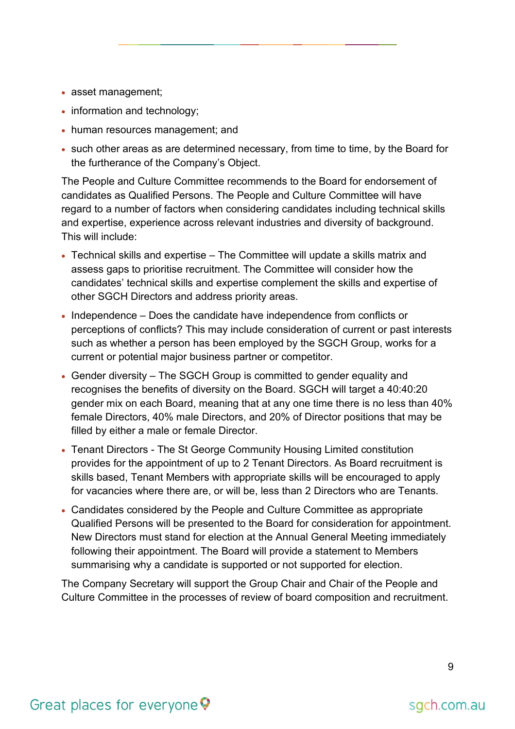- asset management;
- information and technology;
- human resources management; and
- such other areas as are determined necessary, from time to time, by the Board for the furtherance of the Company's Object.

The People and Culture Committee recommends to the Board for endorsement of candidates as Qualified Persons. The People and Culture Committee will have regard to a number of factors when considering candidates including technical skills and expertise, experience across relevant industries and diversity of background. This will include:

- Technical skills and expertise – The Committee will update a skills matrix and assess gaps to prioritise recruitment. The Committee will consider how the candidates' technical skills and expertise complement the skills and expertise of other SGCH Directors and address priority areas.
- Independence – Does the candidate have independence from conflicts or perceptions of conflicts? This may include consideration of current or past interests such as whether a person has been employed by the SGCH Group, works for a current or potential major business partner or competitor.
- Gender diversity – The SGCH Group is committed to gender equality and recognises the benefits of diversity on the Board. SGCH will target a 40:40:20 gender mix on each Board, meaning that at any one time there is no less than 40% female Directors, 40% male Directors, and 20% of Director positions that may be filled by either a male or female Director.
- Tenant Directors - The St George Community Housing Limited constitution provides for the appointment of up to 2 Tenant Directors. As Board recruitment is skills based, Tenant Members with appropriate skills will be encouraged to apply for vacancies where there are, or will be, less than 2 Directors who are Tenants.
- Candidates considered by the People and Culture Committee as appropriate Qualified Persons will be presented to the Board for consideration for appointment. New Directors must stand for election at the Annual General Meeting immediately following their appointment. The Board will provide a statement to Members summarising why a candidate is supported or not supported for election.

The Company Secretary will support the Group Chair and Chair of the People and Culture Committee in the processes of review of board composition and recruitment.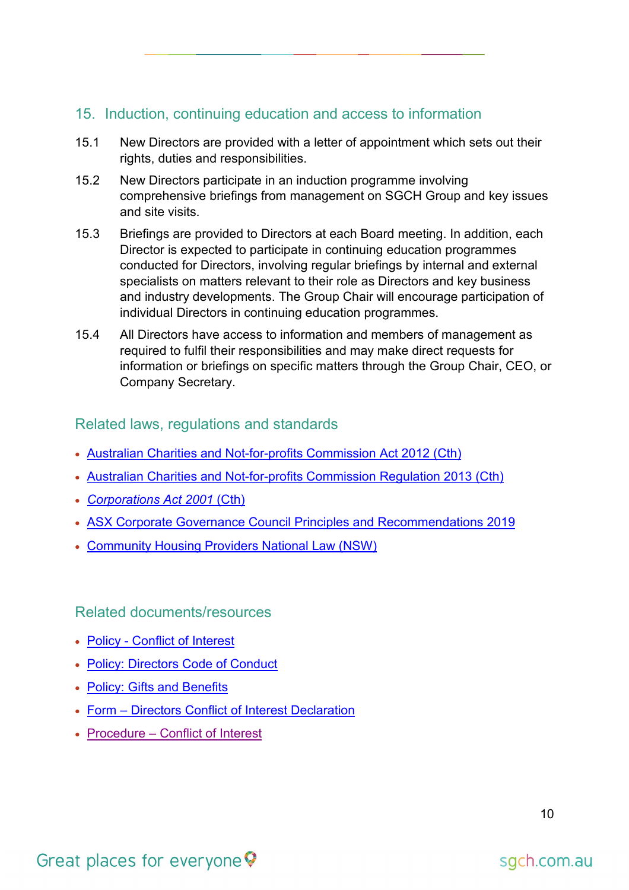## 15. Induction, continuing education and access to information

15.1 New Directors are provided with a letter of appointment which sets out their rights, duties and responsibilities.

15.2 New Directors participate in an induction programme involving comprehensive briefings from management on SGCH Group and key issues and site visits.

15.3 Briefings are provided to Directors at each Board meeting. In addition, each Director is expected to participate in continuing education programmes conducted for Directors, involving regular briefings by internal and external specialists on matters relevant to their role as Directors and key business and industry developments. The Group Chair will encourage participation of individual Directors in continuing education programmes.

15.4 All Directors have access to information and members of management as required to fulfil their responsibilities and may make direct requests for information or briefings on specific matters through the Group Chair, CEO, or Company Secretary.

## Related laws, regulations and standards

- Australian Charities and Not-for-profits Commission Act 2012 (Cth)
- Australian Charities and Not-for-profits Commission Regulation 2013 (Cth)
- *Corporations Act 2001* (Cth)
- ASX Corporate Governance Council Principles and Recommendations 2019
- Community Housing Providers National Law (NSW)

## Related documents/resources

- Policy - Conflict of Interest
- Policy: Directors Code of Conduct
- Policy: Gifts and Benefits
- Form – Directors Conflict of Interest Declaration
- Procedure – Conflict of Interest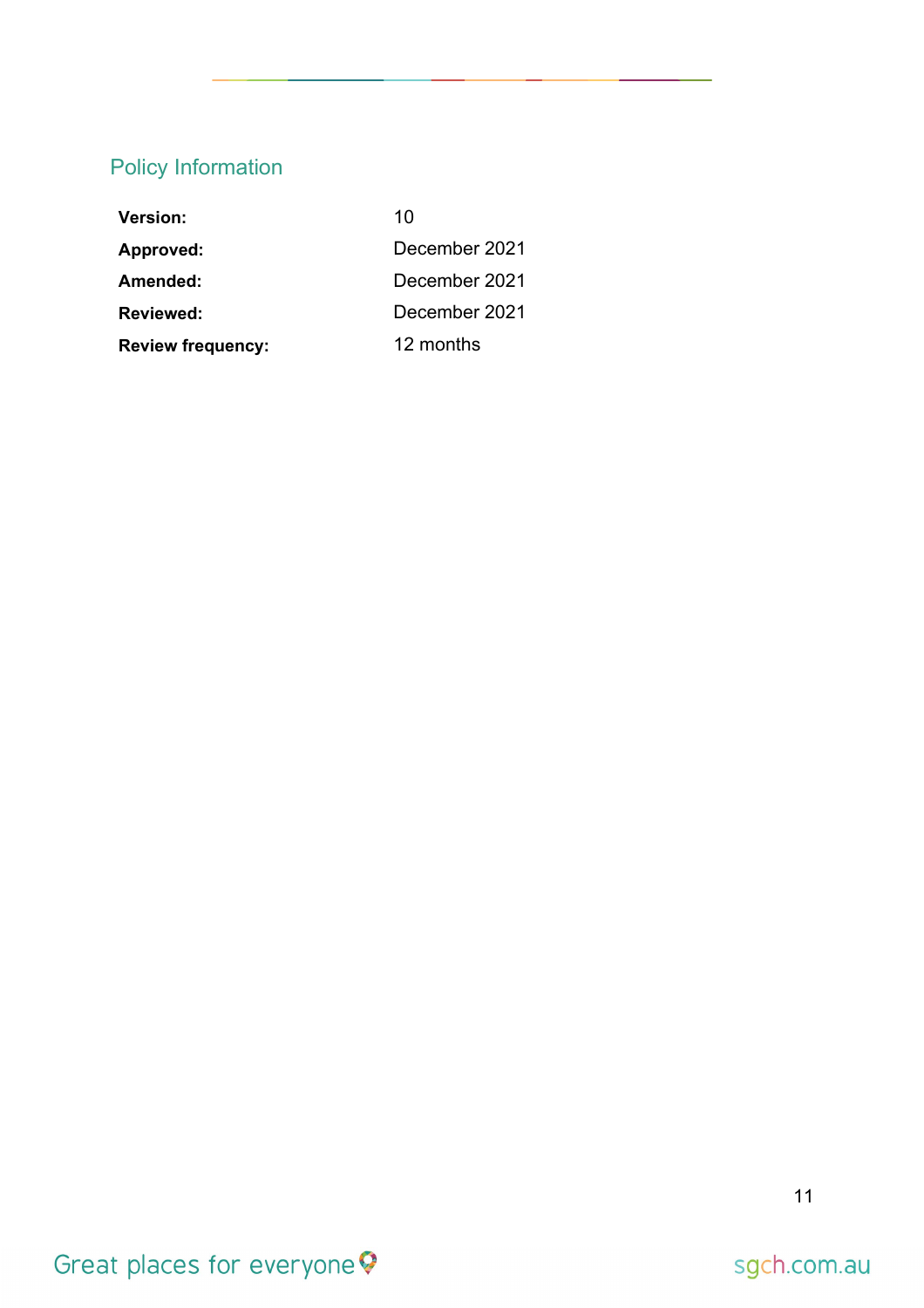## Policy Information

| | |
|---|---|
| **Version:** | 10 |
| **Approved:** | December 2021 |
| **Amended:** | December 2021 |
| **Reviewed:** | December 2021 |
| **Review frequency:** | 12 months |